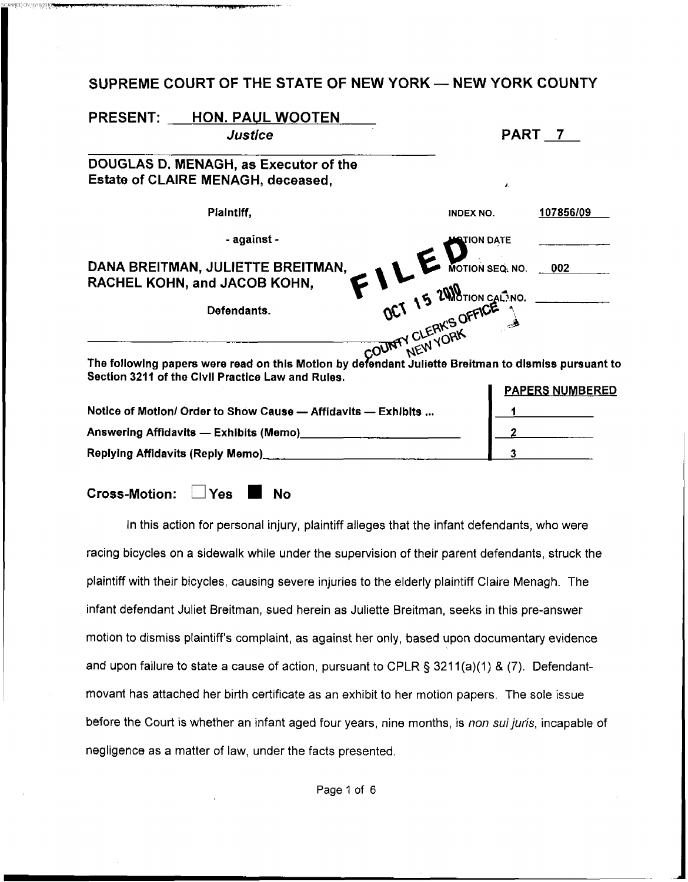## SUPREME COURT OF THE STATE OF NEW YORK — NEW YORK COUNTY

**PRESENT:** HON. PAUL WOOTEN
*Justice*

**PART 7**

**DOUGLAS D. MENAGH, as Executor of the Estate of CLAIRE MENAGH, deceased,**

Plaintiff,

\- against -

**DANA BREITMAN, JULIETTE BREITMAN, RACHEL KOHN, and JACOB KOHN,**

Defendants.

INDEX NO. 107856/09

MOTION DATE

MOTION SEQ. NO. 002

MOTION CAL. NO.

FILED
OCT 15 2010
COUNTY CLERK'S OFFICE
NEW YORK

**The following papers were read on this Motion by defendant Juliette Breitman to dismiss pursuant to Section 3211 of the Civil Practice Law and Rules.**

| | PAPERS NUMBERED |
|---|---|
| Notice of Motion/ Order to Show Cause — Affidavits — Exhibits ... | 1 |
| Answering Affidavits — Exhibits (Memo) | 2 |
| Replying Affidavits (Reply Memo) | 3 |

**Cross-Motion:** ☐ Yes ■ No

In this action for personal injury, plaintiff alleges that the infant defendants, who were racing bicycles on a sidewalk while under the supervision of their parent defendants, struck the plaintiff with their bicycles, causing severe injuries to the elderly plaintiff Claire Menagh. The infant defendant Juliet Breitman, sued herein as Juliette Breitman, seeks in this pre-answer motion to dismiss plaintiff's complaint, as against her only, based upon documentary evidence and upon failure to state a cause of action, pursuant to CPLR § 3211(a)(1) & (7). Defendant-movant has attached her birth certificate as an exhibit to her motion papers. The sole issue before the Court is whether an infant aged four years, nine months, is *non sui juris*, incapable of negligence as a matter of law, under the facts presented.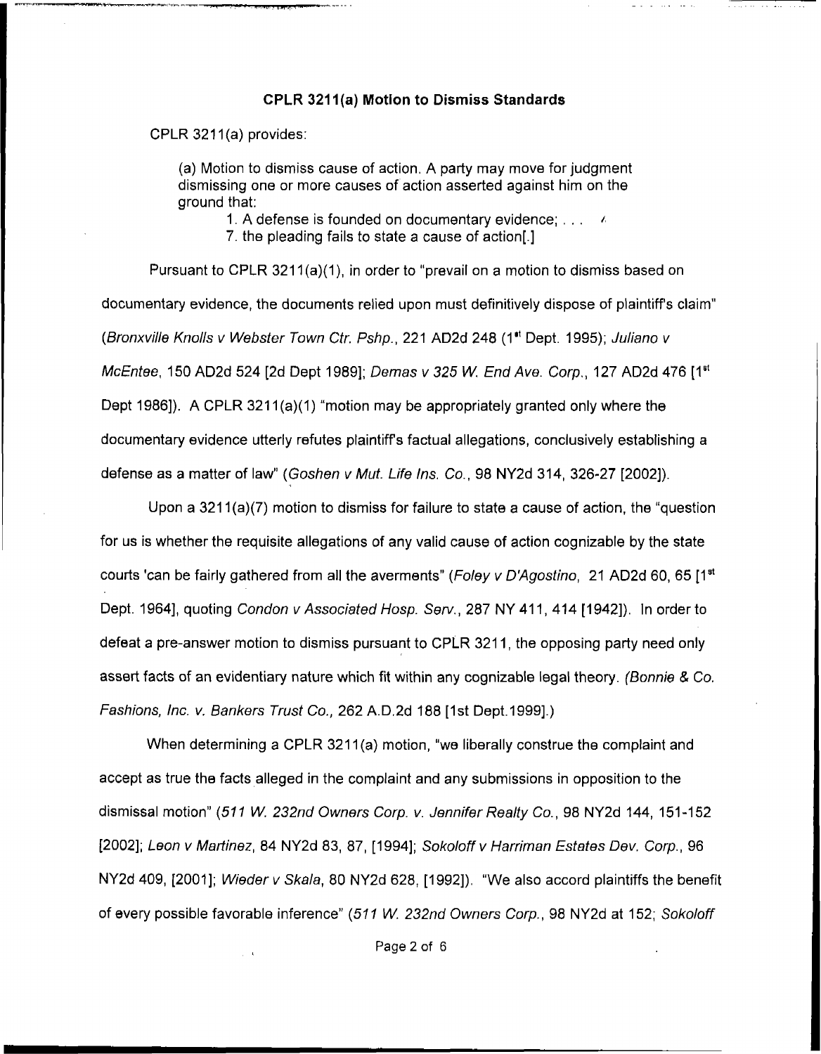**CPLR 3211(a) Motion to Dismiss Standards**

CPLR 3211(a) provides:

> (a) Motion to dismiss cause of action. A party may move for judgment dismissing one or more causes of action asserted against him on the ground that:
>
> 1. A defense is founded on documentary evidence; . . .
>
> 7. the pleading fails to state a cause of action[.]

Pursuant to CPLR 3211(a)(1), in order to "prevail on a motion to dismiss based on documentary evidence, the documents relied upon must definitively dispose of plaintiff's claim" (*Bronxville Knolls v Webster Town Ctr. Pshp.*, 221 AD2d 248 (1st Dept. 1995); *Juliano v McEntee*, 150 AD2d 524 [2d Dept 1989]; *Demas v 325 W. End Ave. Corp.*, 127 AD2d 476 [1st Dept 1986]). A CPLR 3211(a)(1) "motion may be appropriately granted only where the documentary evidence utterly refutes plaintiff's factual allegations, conclusively establishing a defense as a matter of law" (*Goshen v Mut. Life Ins. Co.*, 98 NY2d 314, 326-27 [2002]).

Upon a 3211(a)(7) motion to dismiss for failure to state a cause of action, the "question for us is whether the requisite allegations of any valid cause of action cognizable by the state courts 'can be fairly gathered from all the averments" (*Foley v D'Agostino*, 21 AD2d 60, 65 [1st Dept. 1964], quoting *Condon v Associated Hosp. Serv.*, 287 NY 411, 414 [1942]). In order to defeat a pre-answer motion to dismiss pursuant to CPLR 3211, the opposing party need only assert facts of an evidentiary nature which fit within any cognizable legal theory. (*Bonnie & Co. Fashions, Inc. v. Bankers Trust Co.*, 262 A.D.2d 188 [1st Dept.1999].)

When determining a CPLR 3211(a) motion, "we liberally construe the complaint and accept as true the facts alleged in the complaint and any submissions in opposition to the dismissal motion" (*511 W. 232nd Owners Corp. v. Jennifer Realty Co.*, 98 NY2d 144, 151-152 [2002]; *Leon v Martinez*, 84 NY2d 83, 87, [1994]; *Sokoloff v Harriman Estates Dev. Corp.*, 96 NY2d 409, [2001]; *Wieder v Skala*, 80 NY2d 628, [1992]). "We also accord plaintiffs the benefit of every possible favorable inference" (*511 W. 232nd Owners Corp.*, 98 NY2d at 152; *Sokoloff*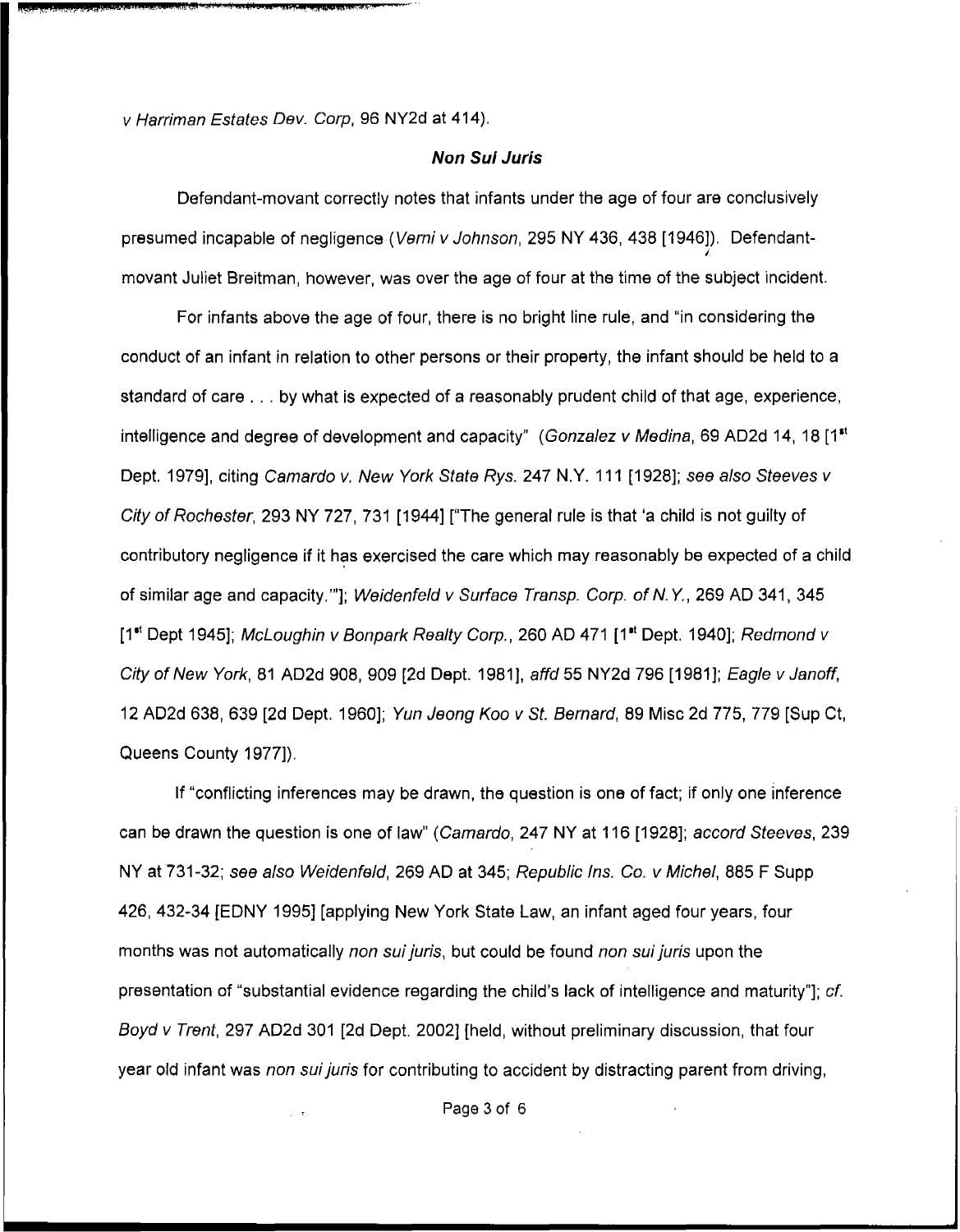*v Harriman Estates Dev. Corp*, 96 NY2d at 414).

### ***Non Sui Juris***

Defendant-movant correctly notes that infants under the age of four are conclusively presumed incapable of negligence (*Verni v Johnson*, 295 NY 436, 438 [1946]). Defendant-movant Juliet Breitman, however, was over the age of four at the time of the subject incident.

For infants above the age of four, there is no bright line rule, and "in considering the conduct of an infant in relation to other persons or their property, the infant should be held to a standard of care . . . by what is expected of a reasonably prudent child of that age, experience, intelligence and degree of development and capacity" (*Gonzalez v Medina*, 69 AD2d 14, 18 [1st Dept. 1979], citing *Camardo v. New York State Rys.* 247 N.Y. 111 [1928]; *see also Steeves v City of Rochester*, 293 NY 727, 731 [1944] ["The general rule is that 'a child is not guilty of contributory negligence if it has exercised the care which may reasonably be expected of a child of similar age and capacity.'"]; *Weidenfeld v Surface Transp. Corp. of N.Y.*, 269 AD 341, 345 [1st Dept 1945]; *McLoughin v Bonpark Realty Corp.*, 260 AD 471 [1st Dept. 1940]; *Redmond v City of New York*, 81 AD2d 908, 909 [2d Dept. 1981], *affd* 55 NY2d 796 [1981]; *Eagle v Janoff*, 12 AD2d 638, 639 [2d Dept. 1960]; *Yun Jeong Koo v St. Bernard*, 89 Misc 2d 775, 779 [Sup Ct, Queens County 1977]).

If "conflicting inferences may be drawn, the question is one of fact; if only one inference can be drawn the question is one of law" (*Camardo*, 247 NY at 116 [1928]; *accord Steeves*, 239 NY at 731-32; *see also Weidenfeld*, 269 AD at 345; *Republic Ins. Co. v Michel*, 885 F Supp 426, 432-34 [EDNY 1995] [applying New York State Law, an infant aged four years, four months was not automatically *non sui juris*, but could be found *non sui juris* upon the presentation of "substantial evidence regarding the child's lack of intelligence and maturity"]; *cf. Boyd v Trent*, 297 AD2d 301 [2d Dept. 2002] [held, without preliminary discussion, that four year old infant was *non sui juris* for contributing to accident by distracting parent from driving,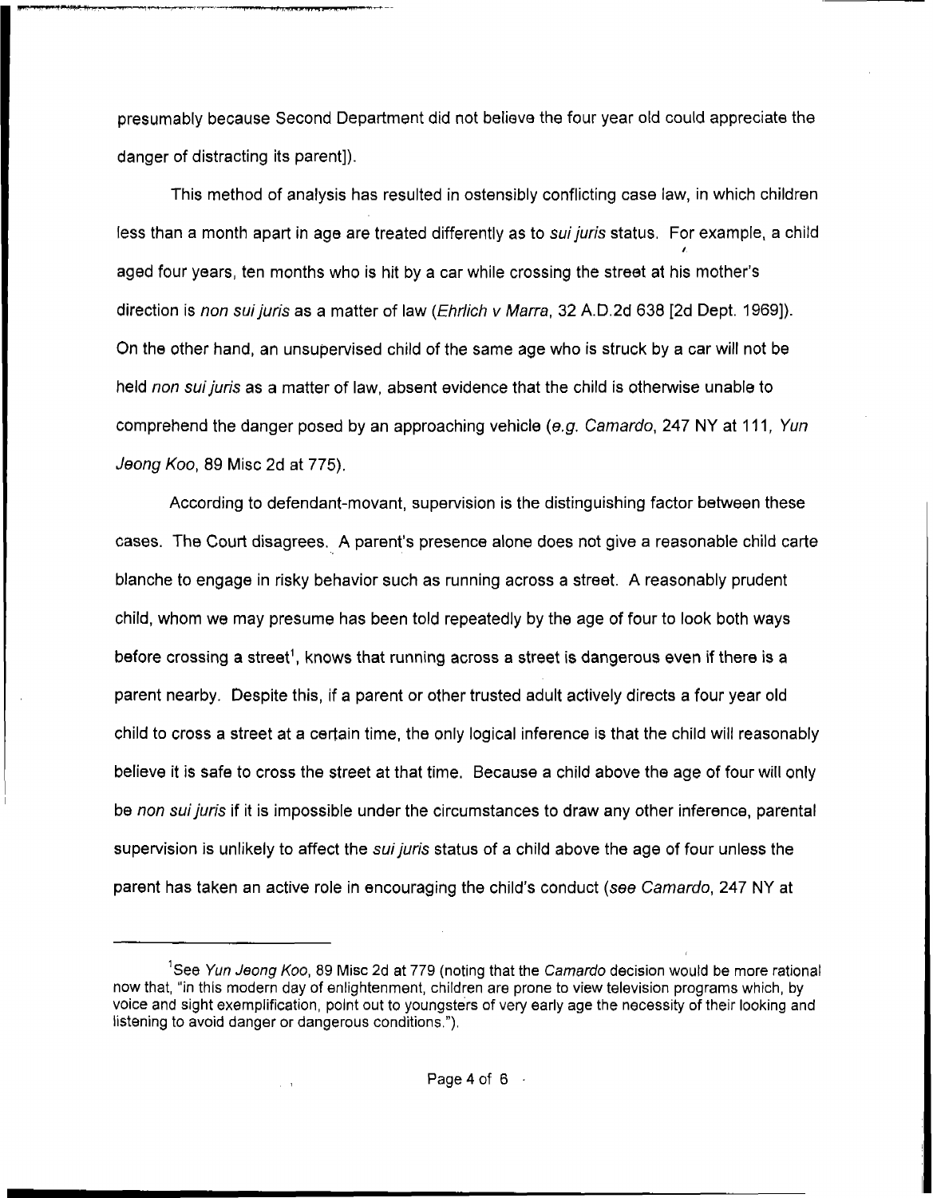presumably because Second Department did not believe the four year old could appreciate the danger of distracting its parent]).

This method of analysis has resulted in ostensibly conflicting case law, in which children less than a month apart in age are treated differently as to *sui juris* status. For example, a child aged four years, ten months who is hit by a car while crossing the street at his mother's direction is *non sui juris* as a matter of law (*Ehrlich v Marra*, 32 A.D.2d 638 [2d Dept. 1969]). On the other hand, an unsupervised child of the same age who is struck by a car will not be held *non sui juris* as a matter of law, absent evidence that the child is otherwise unable to comprehend the danger posed by an approaching vehicle (*e.g. Camardo*, 247 NY at 111, *Yun Jeong Koo*, 89 Misc 2d at 775).

According to defendant-movant, supervision is the distinguishing factor between these cases. The Court disagrees. A parent's presence alone does not give a reasonable child carte blanche to engage in risky behavior such as running across a street. A reasonably prudent child, whom we may presume has been told repeatedly by the age of four to look both ways before crossing a street[1], knows that running across a street is dangerous even if there is a parent nearby. Despite this, if a parent or other trusted adult actively directs a four year old child to cross a street at a certain time, the only logical inference is that the child will reasonably believe it is safe to cross the street at that time. Because a child above the age of four will only be *non sui juris* if it is impossible under the circumstances to draw any other inference, parental supervision is unlikely to affect the *sui juris* status of a child above the age of four unless the parent has taken an active role in encouraging the child's conduct (*see Camardo*, 247 NY at

---

[1] See *Yun Jeong Koo*, 89 Misc 2d at 779 (noting that the *Camardo* decision would be more rational now that, "in this modern day of enlightenment, children are prone to view television programs which, by voice and sight exemplification, point out to youngsters of very early age the necessity of their looking and listening to avoid danger or dangerous conditions.").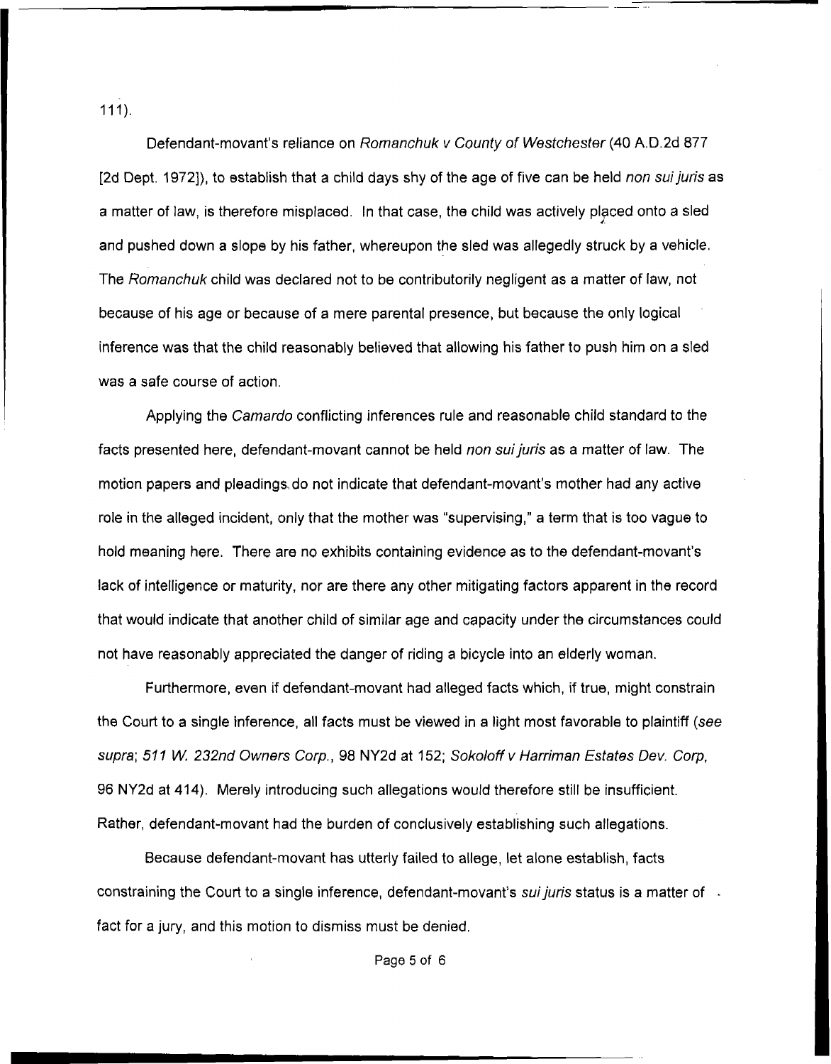111).

Defendant-movant's reliance on *Romanchuk v County of Westchester* (40 A.D.2d 877 [2d Dept. 1972]), to establish that a child days shy of the age of five can be held *non sui juris* as a matter of law, is therefore misplaced. In that case, the child was actively placed onto a sled and pushed down a slope by his father, whereupon the sled was allegedly struck by a vehicle. The *Romanchuk* child was declared not to be contributorily negligent as a matter of law, not because of his age or because of a mere parental presence, but because the only logical inference was that the child reasonably believed that allowing his father to push him on a sled was a safe course of action.

Applying the *Camardo* conflicting inferences rule and reasonable child standard to the facts presented here, defendant-movant cannot be held *non sui juris* as a matter of law. The motion papers and pleadings do not indicate that defendant-movant's mother had any active role in the alleged incident, only that the mother was "supervising," a term that is too vague to hold meaning here. There are no exhibits containing evidence as to the defendant-movant's lack of intelligence or maturity, nor are there any other mitigating factors apparent in the record that would indicate that another child of similar age and capacity under the circumstances could not have reasonably appreciated the danger of riding a bicycle into an elderly woman.

Furthermore, even if defendant-movant had alleged facts which, if true, might constrain the Court to a single inference, all facts must be viewed in a light most favorable to plaintiff (*see supra*; *511 W. 232nd Owners Corp.*, 98 NY2d at 152; *Sokoloff v Harriman Estates Dev. Corp*, 96 NY2d at 414). Merely introducing such allegations would therefore still be insufficient. Rather, defendant-movant had the burden of conclusively establishing such allegations.

Because defendant-movant has utterly failed to allege, let alone establish, facts constraining the Court to a single inference, defendant-movant's *sui juris* status is a matter of fact for a jury, and this motion to dismiss must be denied.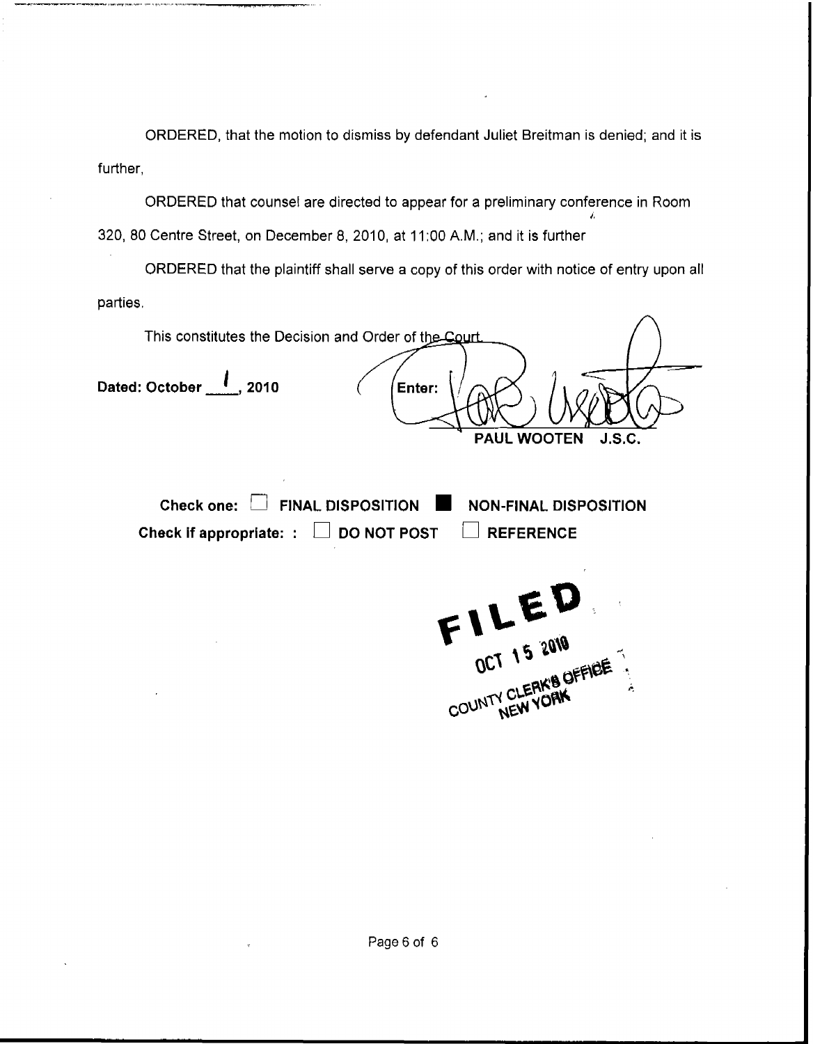ORDERED, that the motion to dismiss by defendant Juliet Breitman is denied; and it is further,

ORDERED that counsel are directed to appear for a preliminary conference in Room 320, 80 Centre Street, on December 8, 2010, at 11:00 A.M.; and it is further

ORDERED that the plaintiff shall serve a copy of this order with notice of entry upon all parties.

This constitutes the Decision and Order of the Court.

**Dated: October 1, 2010**

**Enter:**

**PAUL WOOTEN J.S.C.**

**Check one:** ☐ **FINAL DISPOSITION** ■ **NON-FINAL DISPOSITION**

**Check if appropriate: :** ☐ **DO NOT POST** ☐ **REFERENCE**

FILED
OCT 15 2010
COUNTY CLERK'S OFFICE
NEW YORK